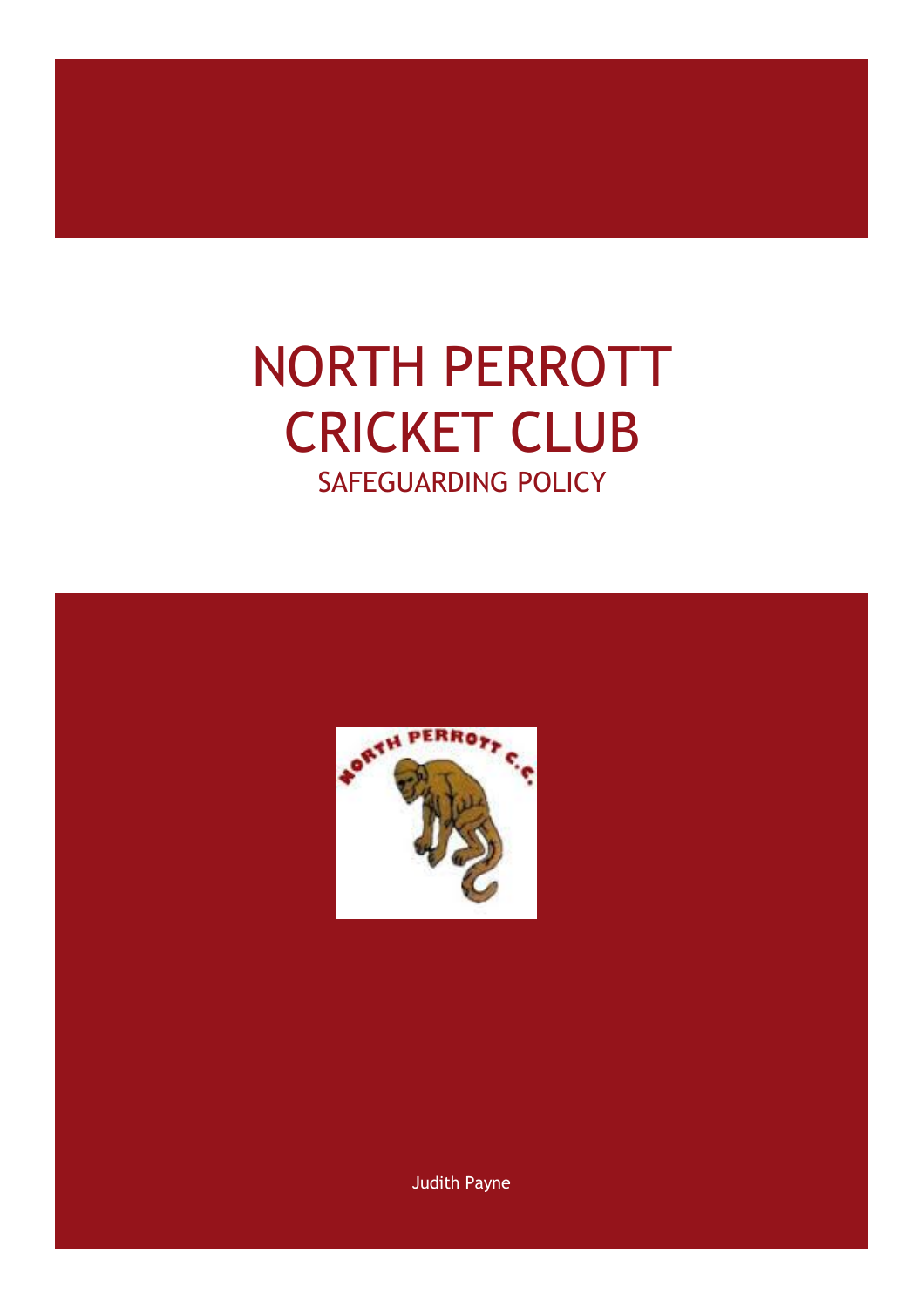# NORTH PERROTT CRICKET CLUB

## SAFEGUARDING POLICY

Judith Payne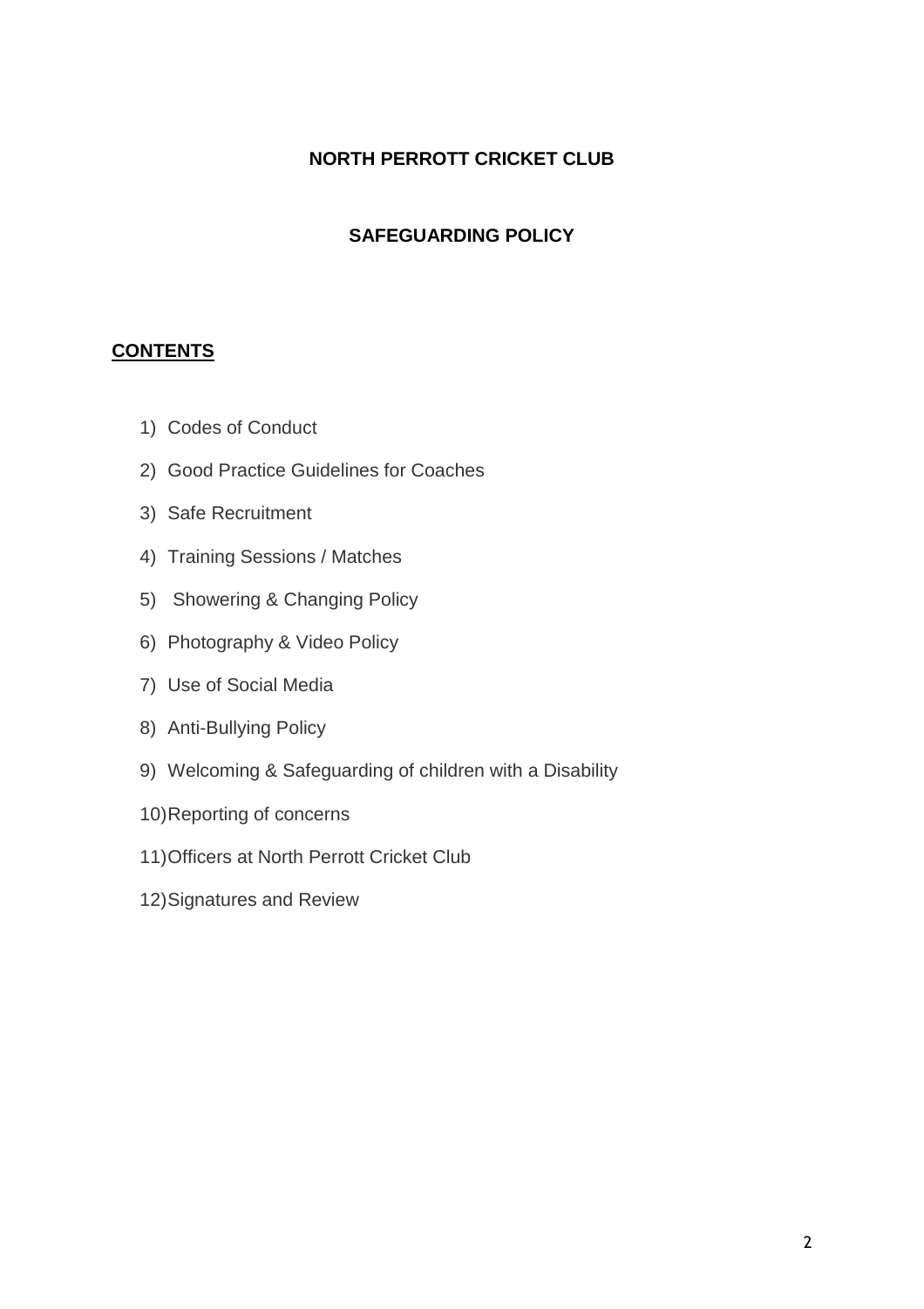# NORTH PERROTT CRICKET CLUB

## SAFEGUARDING POLICY

**CONTENTS**

1) Codes of Conduct
2) Good Practice Guidelines for Coaches
3) Safe Recruitment
4) Training Sessions / Matches
5) Showering & Changing Policy
6) Photography & Video Policy
7) Use of Social Media
8) Anti-Bullying Policy
9) Welcoming & Safeguarding of children with a Disability
10) Reporting of concerns
11) Officers at North Perrott Cricket Club
12) Signatures and Review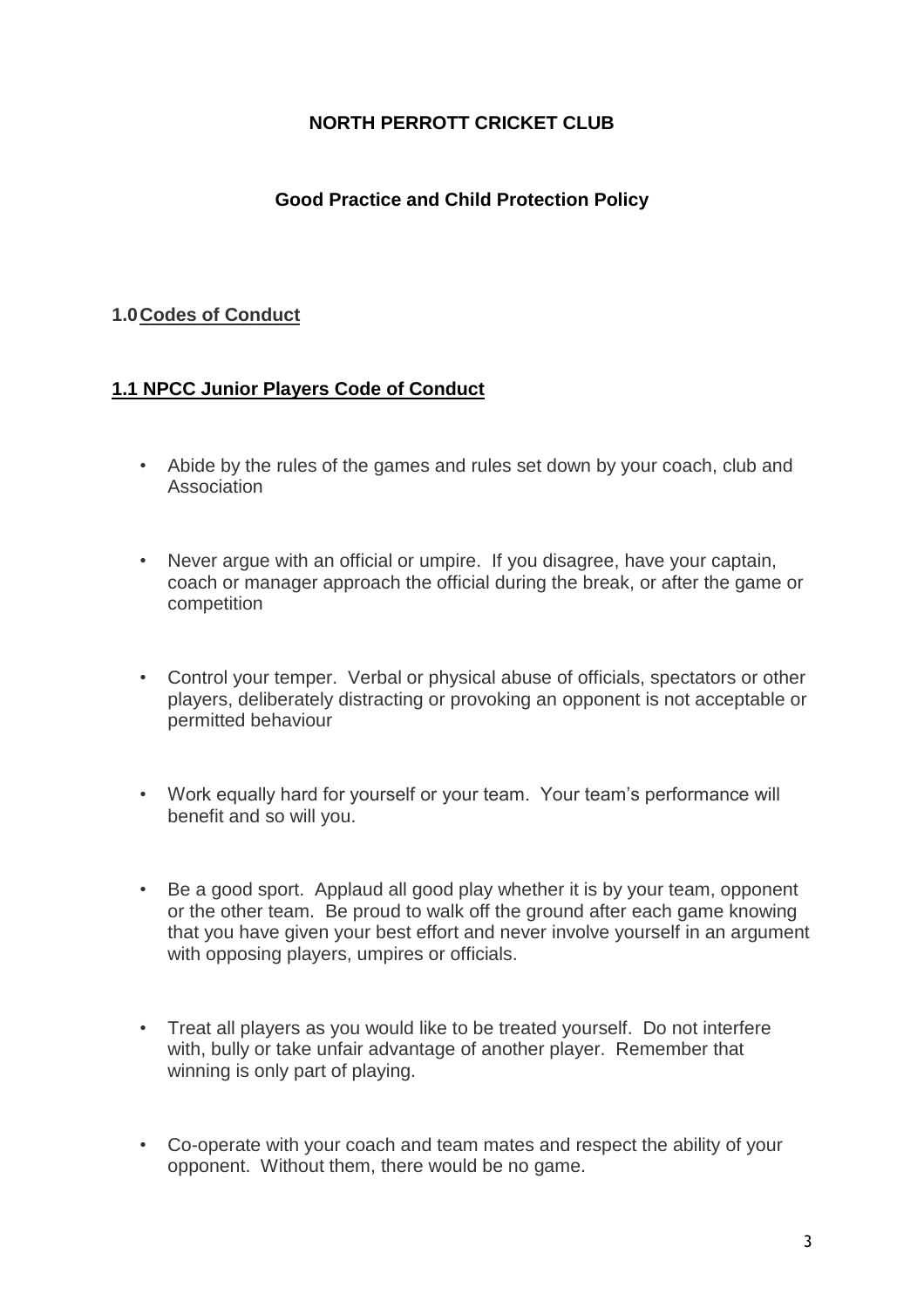**NORTH PERROTT CRICKET CLUB**

**Good Practice and Child Protection Policy**

## 1.0 Codes of Conduct

### 1.1 NPCC Junior Players Code of Conduct

- Abide by the rules of the games and rules set down by your coach, club and Association

- Never argue with an official or umpire. If you disagree, have your captain, coach or manager approach the official during the break, or after the game or competition

- Control your temper. Verbal or physical abuse of officials, spectators or other players, deliberately distracting or provoking an opponent is not acceptable or permitted behaviour

- Work equally hard for yourself or your team. Your team's performance will benefit and so will you.

- Be a good sport. Applaud all good play whether it is by your team, opponent or the other team. Be proud to walk off the ground after each game knowing that you have given your best effort and never involve yourself in an argument with opposing players, umpires or officials.

- Treat all players as you would like to be treated yourself. Do not interfere with, bully or take unfair advantage of another player. Remember that winning is only part of playing.

- Co-operate with your coach and team mates and respect the ability of your opponent. Without them, there would be no game.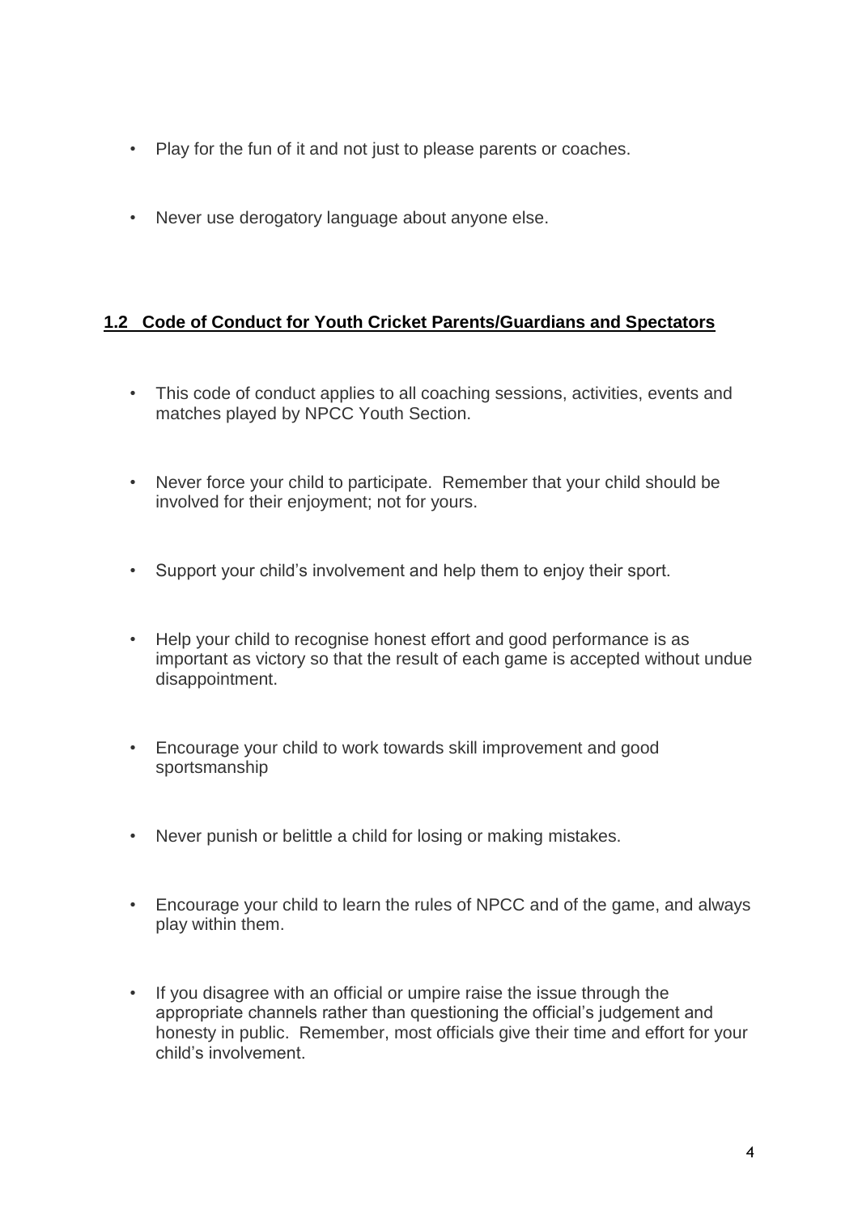- Play for the fun of it and not just to please parents or coaches.

- Never use derogatory language about anyone else.

## **1.2 Code of Conduct for Youth Cricket Parents/Guardians and Spectators**

- This code of conduct applies to all coaching sessions, activities, events and matches played by NPCC Youth Section.

- Never force your child to participate. Remember that your child should be involved for their enjoyment; not for yours.

- Support your child's involvement and help them to enjoy their sport.

- Help your child to recognise honest effort and good performance is as important as victory so that the result of each game is accepted without undue disappointment.

- Encourage your child to work towards skill improvement and good sportsmanship

- Never punish or belittle a child for losing or making mistakes.

- Encourage your child to learn the rules of NPCC and of the game, and always play within them.

- If you disagree with an official or umpire raise the issue through the appropriate channels rather than questioning the official's judgement and honesty in public. Remember, most officials give their time and effort for your child's involvement.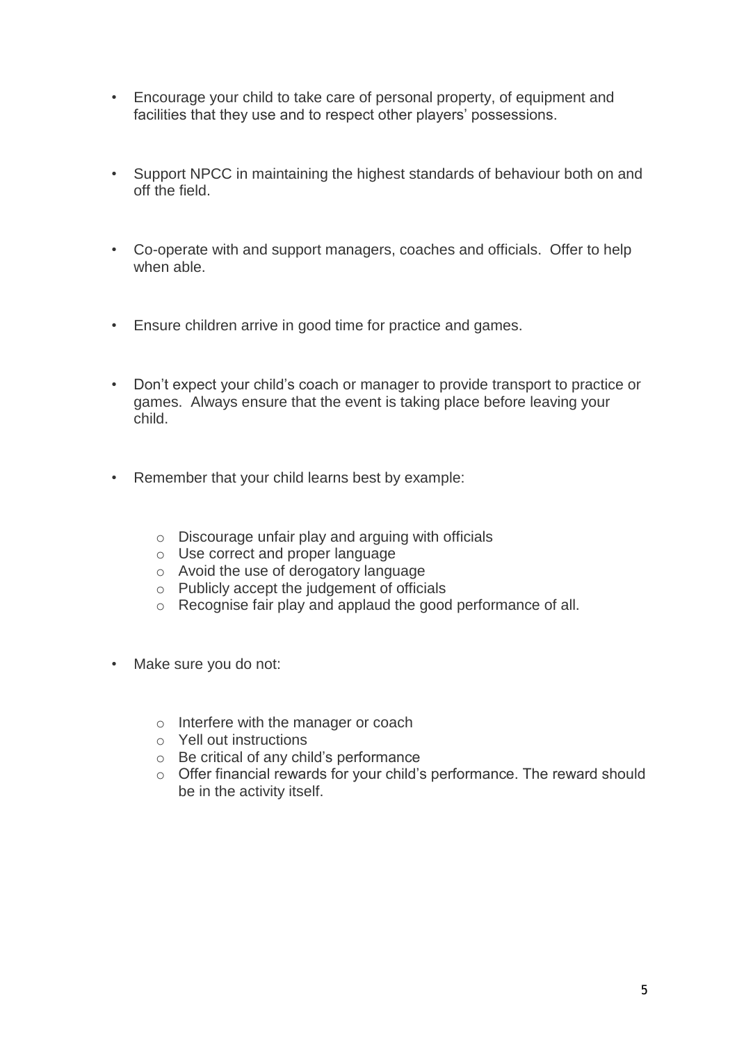- Encourage your child to take care of personal property, of equipment and facilities that they use and to respect other players' possessions.

- Support NPCC in maintaining the highest standards of behaviour both on and off the field.

- Co-operate with and support managers, coaches and officials. Offer to help when able.

- Ensure children arrive in good time for practice and games.

- Don't expect your child's coach or manager to provide transport to practice or games. Always ensure that the event is taking place before leaving your child.

- Remember that your child learns best by example:

  - Discourage unfair play and arguing with officials
  - Use correct and proper language
  - Avoid the use of derogatory language
  - Publicly accept the judgement of officials
  - Recognise fair play and applaud the good performance of all.

- Make sure you do not:

  - Interfere with the manager or coach
  - Yell out instructions
  - Be critical of any child's performance
  - Offer financial rewards for your child's performance. The reward should be in the activity itself.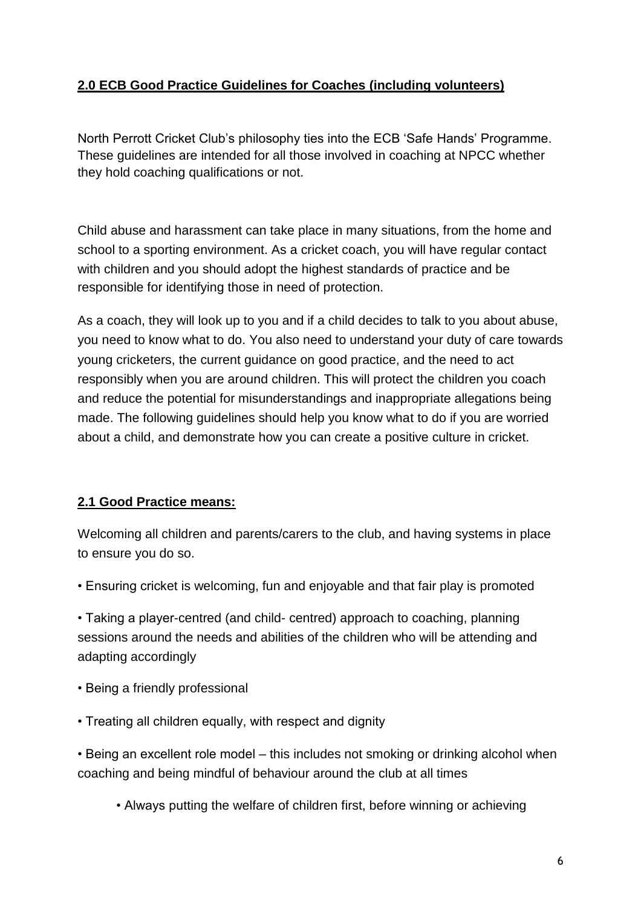## **2.0 ECB Good Practice Guidelines for Coaches (including volunteers)**

North Perrott Cricket Club's philosophy ties into the ECB 'Safe Hands' Programme. These guidelines are intended for all those involved in coaching at NPCC whether they hold coaching qualifications or not.

Child abuse and harassment can take place in many situations, from the home and school to a sporting environment. As a cricket coach, you will have regular contact with children and you should adopt the highest standards of practice and be responsible for identifying those in need of protection.

As a coach, they will look up to you and if a child decides to talk to you about abuse, you need to know what to do. You also need to understand your duty of care towards young cricketers, the current guidance on good practice, and the need to act responsibly when you are around children. This will protect the children you coach and reduce the potential for misunderstandings and inappropriate allegations being made. The following guidelines should help you know what to do if you are worried about a child, and demonstrate how you can create a positive culture in cricket.

### **2.1 Good Practice means:**

Welcoming all children and parents/carers to the club, and having systems in place to ensure you do so.

- Ensuring cricket is welcoming, fun and enjoyable and that fair play is promoted
- Taking a player-centred (and child- centred) approach to coaching, planning sessions around the needs and abilities of the children who will be attending and adapting accordingly
- Being a friendly professional
- Treating all children equally, with respect and dignity
- Being an excellent role model – this includes not smoking or drinking alcohol when coaching and being mindful of behaviour around the club at all times
- Always putting the welfare of children first, before winning or achieving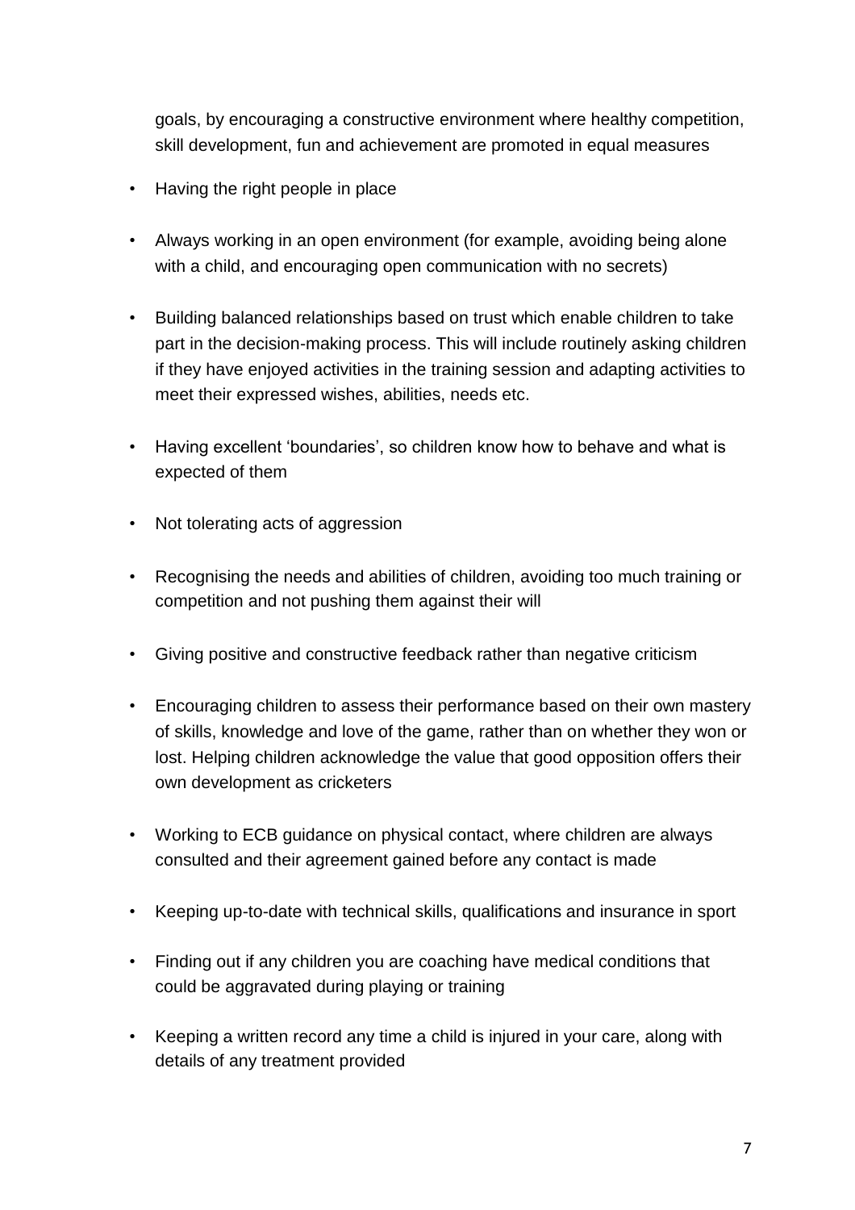goals, by encouraging a constructive environment where healthy competition, skill development, fun and achievement are promoted in equal measures

- Having the right people in place
- Always working in an open environment (for example, avoiding being alone with a child, and encouraging open communication with no secrets)
- Building balanced relationships based on trust which enable children to take part in the decision-making process. This will include routinely asking children if they have enjoyed activities in the training session and adapting activities to meet their expressed wishes, abilities, needs etc.
- Having excellent 'boundaries', so children know how to behave and what is expected of them
- Not tolerating acts of aggression
- Recognising the needs and abilities of children, avoiding too much training or competition and not pushing them against their will
- Giving positive and constructive feedback rather than negative criticism
- Encouraging children to assess their performance based on their own mastery of skills, knowledge and love of the game, rather than on whether they won or lost. Helping children acknowledge the value that good opposition offers their own development as cricketers
- Working to ECB guidance on physical contact, where children are always consulted and their agreement gained before any contact is made
- Keeping up-to-date with technical skills, qualifications and insurance in sport
- Finding out if any children you are coaching have medical conditions that could be aggravated during playing or training
- Keeping a written record any time a child is injured in your care, along with details of any treatment provided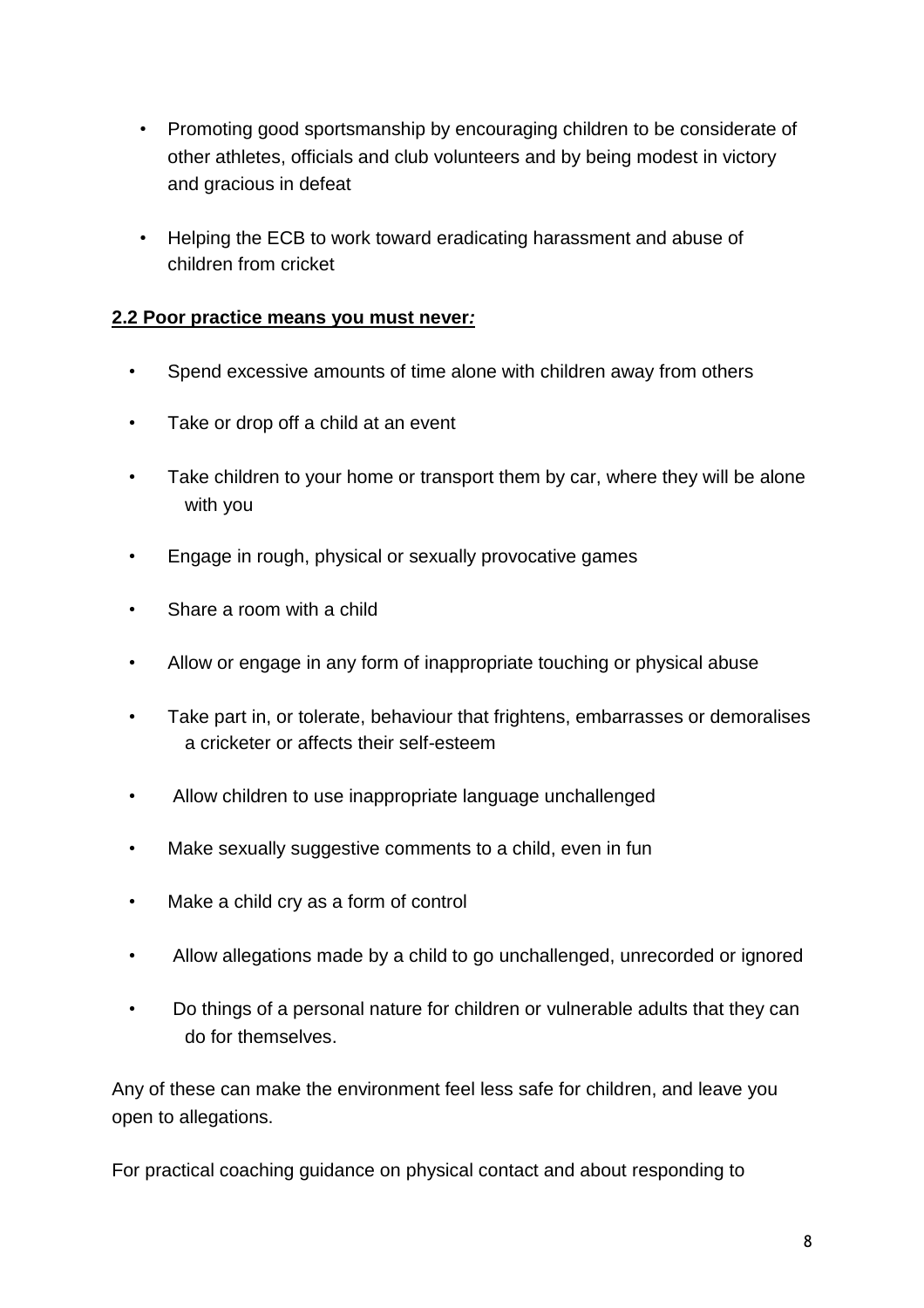- Promoting good sportsmanship by encouraging children to be considerate of other athletes, officials and club volunteers and by being modest in victory and gracious in defeat
- Helping the ECB to work toward eradicating harassment and abuse of children from cricket

**2.2 Poor practice means you must never*:***

- Spend excessive amounts of time alone with children away from others
- Take or drop off a child at an event
- Take children to your home or transport them by car, where they will be alone with you
- Engage in rough, physical or sexually provocative games
- Share a room with a child
- Allow or engage in any form of inappropriate touching or physical abuse
- Take part in, or tolerate, behaviour that frightens, embarrasses or demoralises a cricketer or affects their self-esteem
- Allow children to use inappropriate language unchallenged
- Make sexually suggestive comments to a child, even in fun
- Make a child cry as a form of control
- Allow allegations made by a child to go unchallenged, unrecorded or ignored
- Do things of a personal nature for children or vulnerable adults that they can do for themselves.

Any of these can make the environment feel less safe for children, and leave you open to allegations.

For practical coaching guidance on physical contact and about responding to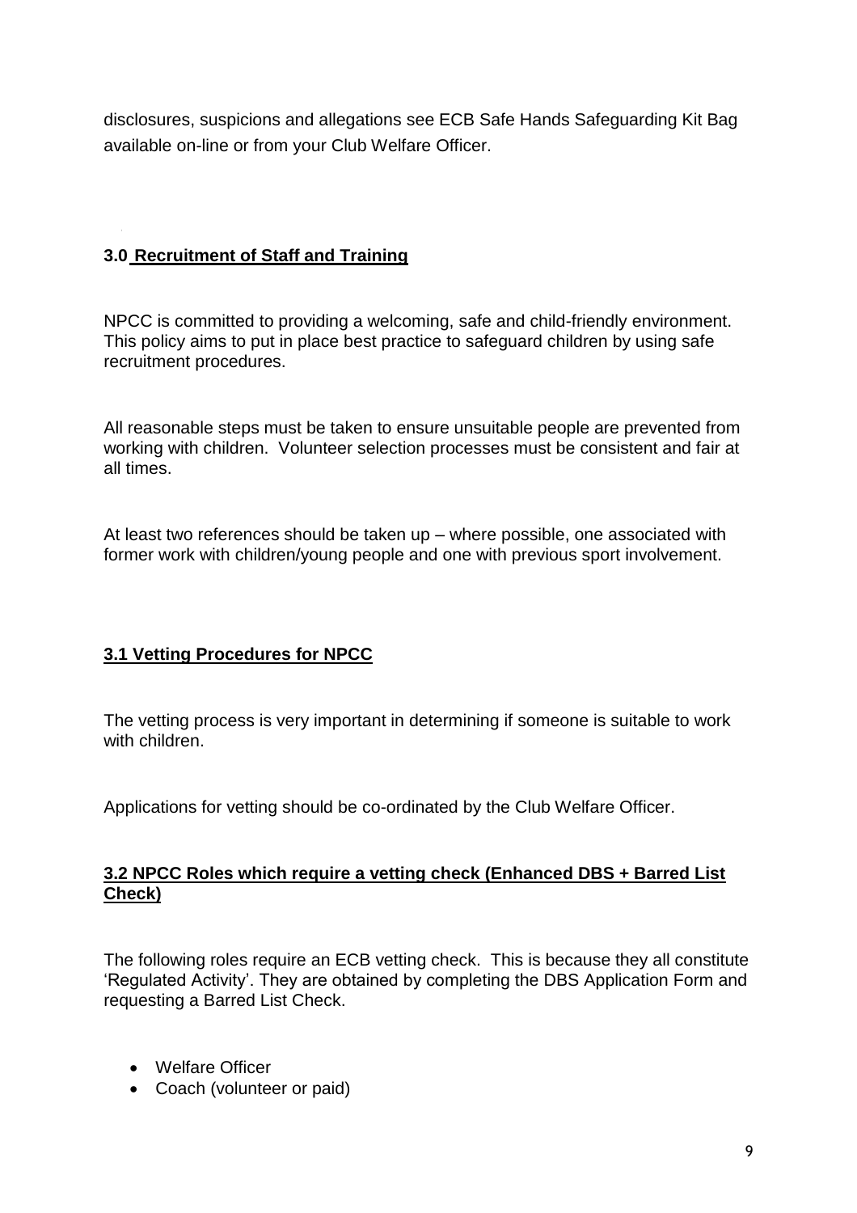disclosures, suspicions and allegations see ECB Safe Hands Safeguarding Kit Bag available on-line or from your Club Welfare Officer.

## 3.0 Recruitment of Staff and Training

NPCC is committed to providing a welcoming, safe and child-friendly environment. This policy aims to put in place best practice to safeguard children by using safe recruitment procedures.

All reasonable steps must be taken to ensure unsuitable people are prevented from working with children. Volunteer selection processes must be consistent and fair at all times.

At least two references should be taken up – where possible, one associated with former work with children/young people and one with previous sport involvement.

### 3.1 Vetting Procedures for NPCC

The vetting process is very important in determining if someone is suitable to work with children.

Applications for vetting should be co-ordinated by the Club Welfare Officer.

### 3.2 NPCC Roles which require a vetting check (Enhanced DBS + Barred List Check)

The following roles require an ECB vetting check. This is because they all constitute 'Regulated Activity'. They are obtained by completing the DBS Application Form and requesting a Barred List Check.

- Welfare Officer
- Coach (volunteer or paid)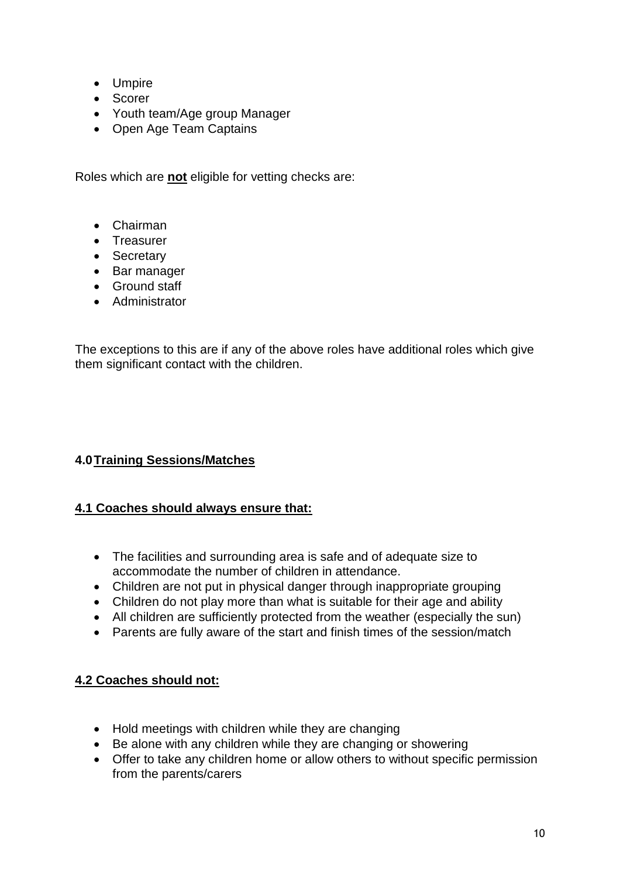- Umpire
- Scorer
- Youth team/Age group Manager
- Open Age Team Captains

Roles which are **not** eligible for vetting checks are:

- Chairman
- Treasurer
- Secretary
- Bar manager
- Ground staff
- Administrator

The exceptions to this are if any of the above roles have additional roles which give them significant contact with the children.

## 4.0 Training Sessions/Matches

### 4.1 Coaches should always ensure that:

- The facilities and surrounding area is safe and of adequate size to accommodate the number of children in attendance.
- Children are not put in physical danger through inappropriate grouping
- Children do not play more than what is suitable for their age and ability
- All children are sufficiently protected from the weather (especially the sun)
- Parents are fully aware of the start and finish times of the session/match

### 4.2 Coaches should not:

- Hold meetings with children while they are changing
- Be alone with any children while they are changing or showering
- Offer to take any children home or allow others to without specific permission from the parents/carers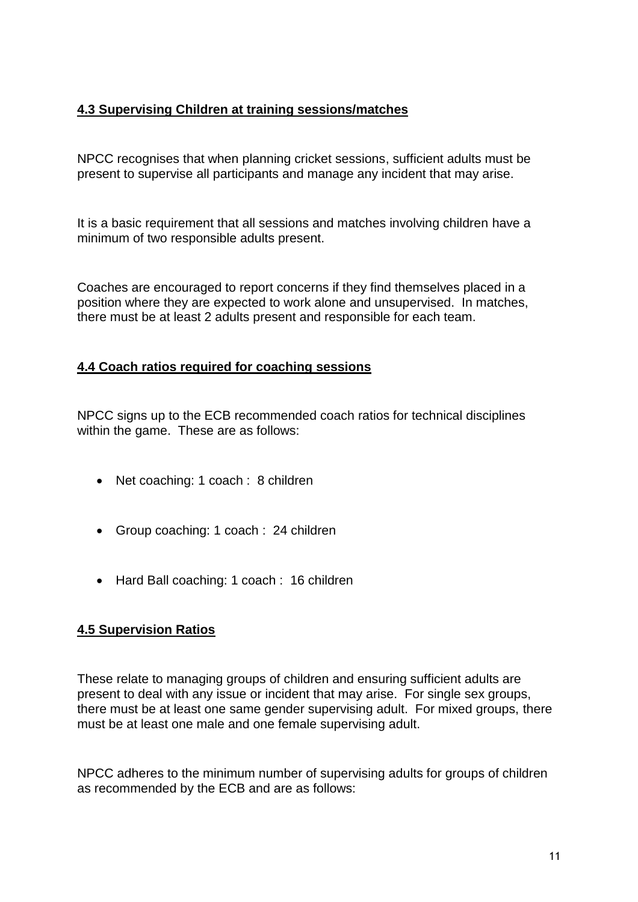### 4.3 Supervising Children at training sessions/matches

NPCC recognises that when planning cricket sessions, sufficient adults must be present to supervise all participants and manage any incident that may arise.

It is a basic requirement that all sessions and matches involving children have a minimum of two responsible adults present.

Coaches are encouraged to report concerns if they find themselves placed in a position where they are expected to work alone and unsupervised. In matches, there must be at least 2 adults present and responsible for each team.

### 4.4 Coach ratios required for coaching sessions

NPCC signs up to the ECB recommended coach ratios for technical disciplines within the game. These are as follows:

- Net coaching: 1 coach : 8 children
- Group coaching: 1 coach : 24 children
- Hard Ball coaching: 1 coach : 16 children

### 4.5 Supervision Ratios

These relate to managing groups of children and ensuring sufficient adults are present to deal with any issue or incident that may arise. For single sex groups, there must be at least one same gender supervising adult. For mixed groups, there must be at least one male and one female supervising adult.

NPCC adheres to the minimum number of supervising adults for groups of children as recommended by the ECB and are as follows: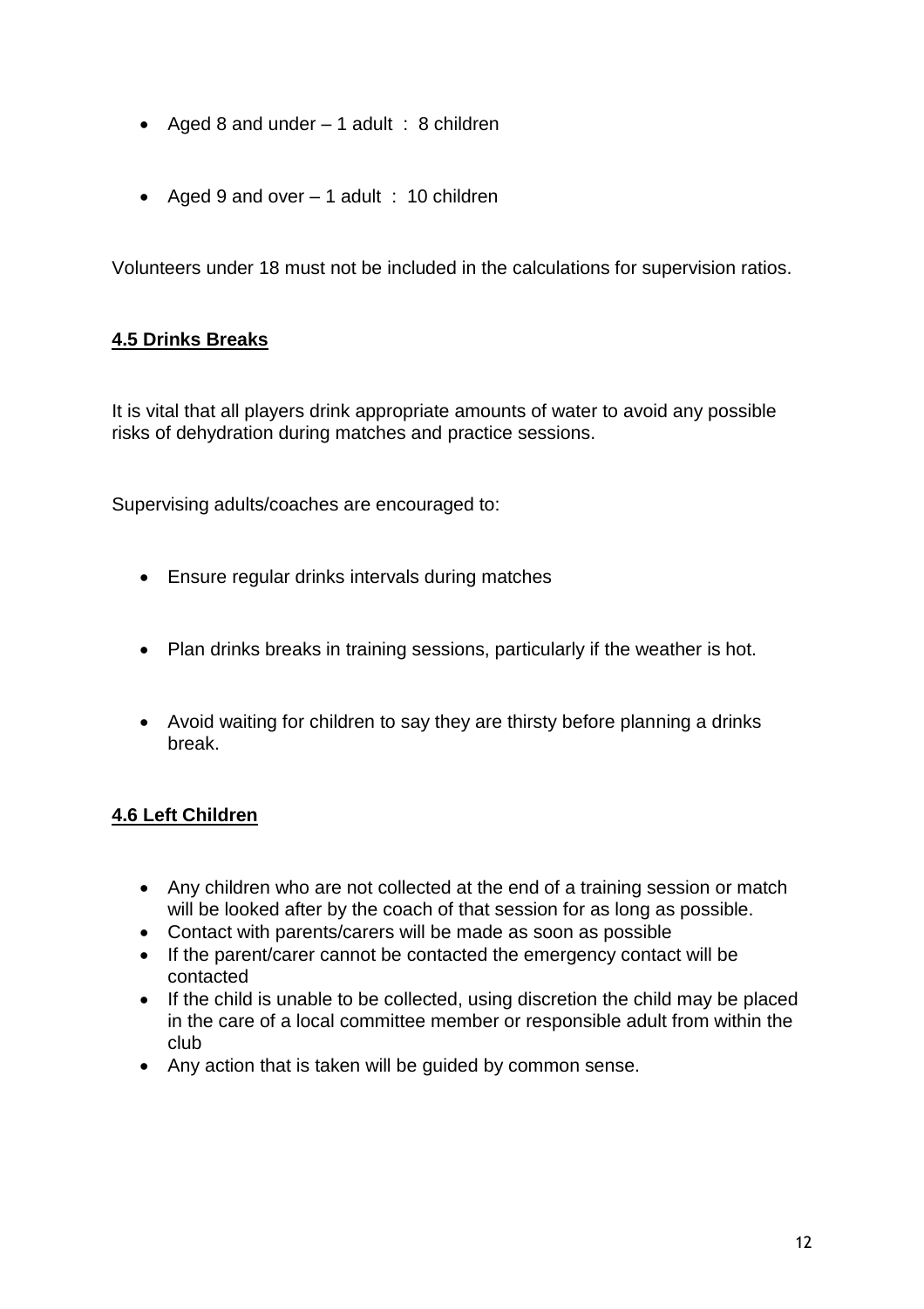- Aged 8 and under – 1 adult : 8 children
- Aged 9 and over – 1 adult : 10 children

Volunteers under 18 must not be included in the calculations for supervision ratios.

### 4.5 Drinks Breaks

It is vital that all players drink appropriate amounts of water to avoid any possible risks of dehydration during matches and practice sessions.

Supervising adults/coaches are encouraged to:

- Ensure regular drinks intervals during matches
- Plan drinks breaks in training sessions, particularly if the weather is hot.
- Avoid waiting for children to say they are thirsty before planning a drinks break.

### 4.6 Left Children

- Any children who are not collected at the end of a training session or match will be looked after by the coach of that session for as long as possible.
- Contact with parents/carers will be made as soon as possible
- If the parent/carer cannot be contacted the emergency contact will be contacted
- If the child is unable to be collected, using discretion the child may be placed in the care of a local committee member or responsible adult from within the club
- Any action that is taken will be guided by common sense.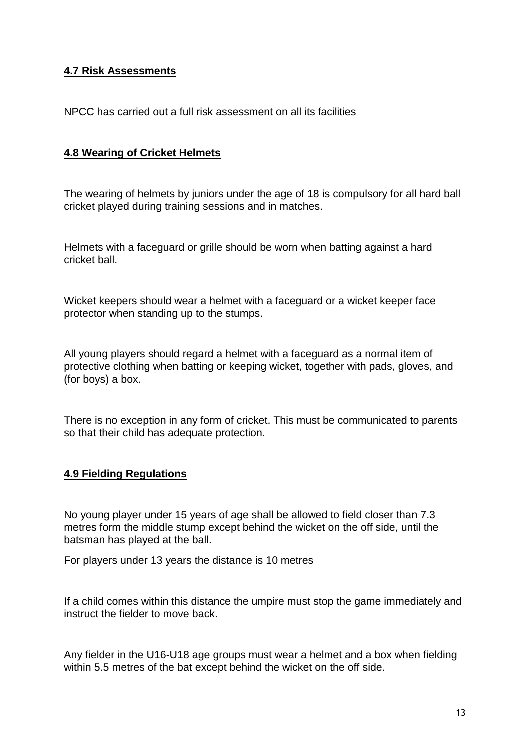**4.7 Risk Assessments**

NPCC has carried out a full risk assessment on all its facilities

**4.8 Wearing of Cricket Helmets**

The wearing of helmets by juniors under the age of 18 is compulsory for all hard ball cricket played during training sessions and in matches.

Helmets with a faceguard or grille should be worn when batting against a hard cricket ball.

Wicket keepers should wear a helmet with a faceguard or a wicket keeper face protector when standing up to the stumps.

All young players should regard a helmet with a faceguard as a normal item of protective clothing when batting or keeping wicket, together with pads, gloves, and (for boys) a box.

There is no exception in any form of cricket. This must be communicated to parents so that their child has adequate protection.

**4.9 Fielding Regulations**

No young player under 15 years of age shall be allowed to field closer than 7.3 metres form the middle stump except behind the wicket on the off side, until the batsman has played at the ball.

For players under 13 years the distance is 10 metres

If a child comes within this distance the umpire must stop the game immediately and instruct the fielder to move back.

Any fielder in the U16-U18 age groups must wear a helmet and a box when fielding within 5.5 metres of the bat except behind the wicket on the off side.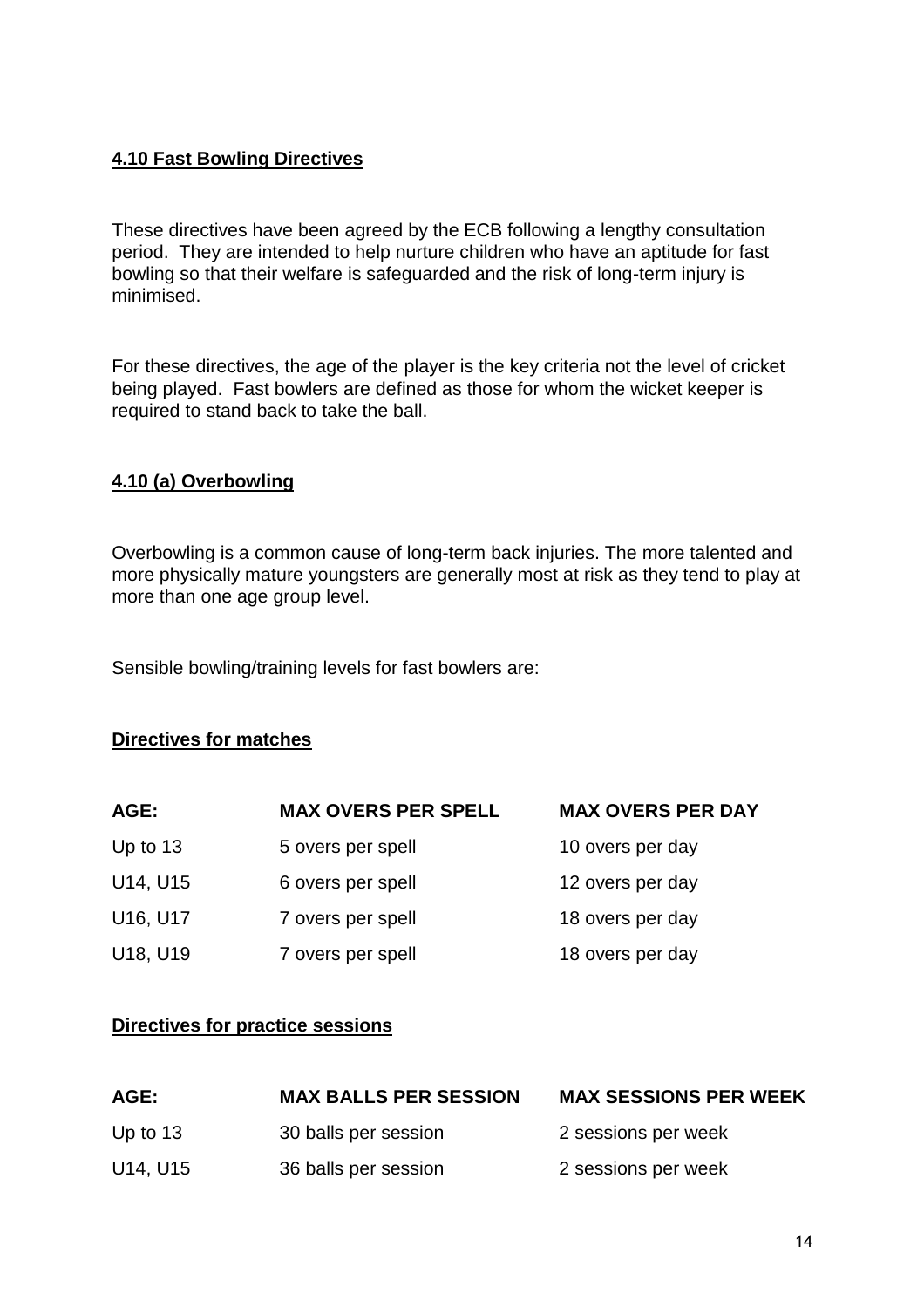## 4.10 Fast Bowling Directives

These directives have been agreed by the ECB following a lengthy consultation period. They are intended to help nurture children who have an aptitude for fast bowling so that their welfare is safeguarded and the risk of long-term injury is minimised.

For these directives, the age of the player is the key criteria not the level of cricket being played. Fast bowlers are defined as those for whom the wicket keeper is required to stand back to take the ball.

### 4.10 (a) Overbowling

Overbowling is a common cause of long-term back injuries. The more talented and more physically mature youngsters are generally most at risk as they tend to play at more than one age group level.

Sensible bowling/training levels for fast bowlers are:

**Directives for matches**

| AGE: | MAX OVERS PER SPELL | MAX OVERS PER DAY |
|---|---|---|
| Up to 13 | 5 overs per spell | 10 overs per day |
| U14, U15 | 6 overs per spell | 12 overs per day |
| U16, U17 | 7 overs per spell | 18 overs per day |
| U18, U19 | 7 overs per spell | 18 overs per day |

**Directives for practice sessions**

| AGE: | MAX BALLS PER SESSION | MAX SESSIONS PER WEEK |
|---|---|---|
| Up to 13 | 30 balls per session | 2 sessions per week |
| U14, U15 | 36 balls per session | 2 sessions per week |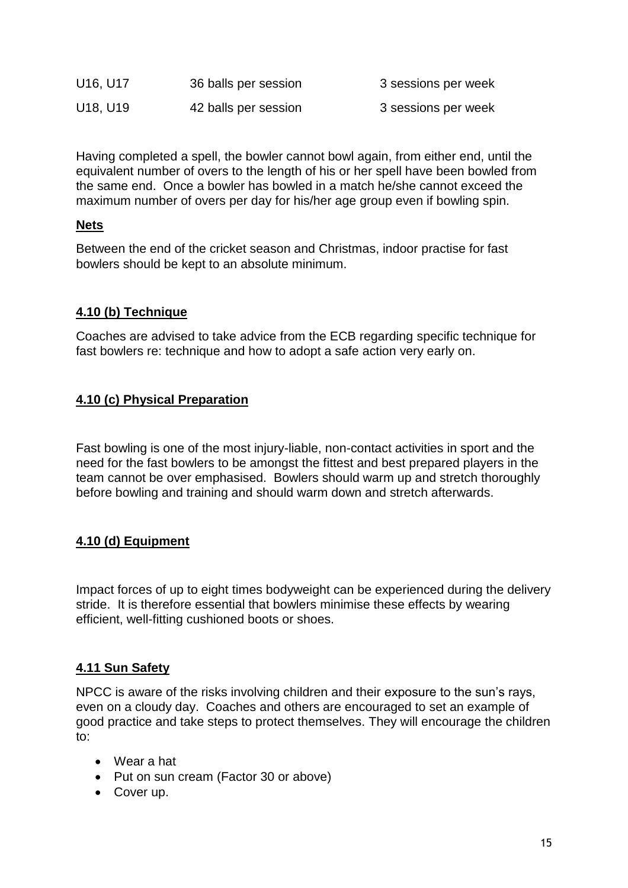| | | |
|---|---|---|
| U16, U17 | 36 balls per session | 3 sessions per week |
| U18, U19 | 42 balls per session | 3 sessions per week |

Having completed a spell, the bowler cannot bowl again, from either end, until the equivalent number of overs to the length of his or her spell have been bowled from the same end. Once a bowler has bowled in a match he/she cannot exceed the maximum number of overs per day for his/her age group even if bowling spin.

**Nets**

Between the end of the cricket season and Christmas, indoor practise for fast bowlers should be kept to an absolute minimum.

### 4.10 (b) Technique

Coaches are advised to take advice from the ECB regarding specific technique for fast bowlers re: technique and how to adopt a safe action very early on.

### 4.10 (c) Physical Preparation

Fast bowling is one of the most injury-liable, non-contact activities in sport and the need for the fast bowlers to be amongst the fittest and best prepared players in the team cannot be over emphasised. Bowlers should warm up and stretch thoroughly before bowling and training and should warm down and stretch afterwards.

### 4.10 (d) Equipment

Impact forces of up to eight times bodyweight can be experienced during the delivery stride. It is therefore essential that bowlers minimise these effects by wearing efficient, well-fitting cushioned boots or shoes.

## 4.11 Sun Safety

NPCC is aware of the risks involving children and their exposure to the sun's rays, even on a cloudy day. Coaches and others are encouraged to set an example of good practice and take steps to protect themselves. They will encourage the children to:

- Wear a hat
- Put on sun cream (Factor 30 or above)
- Cover up.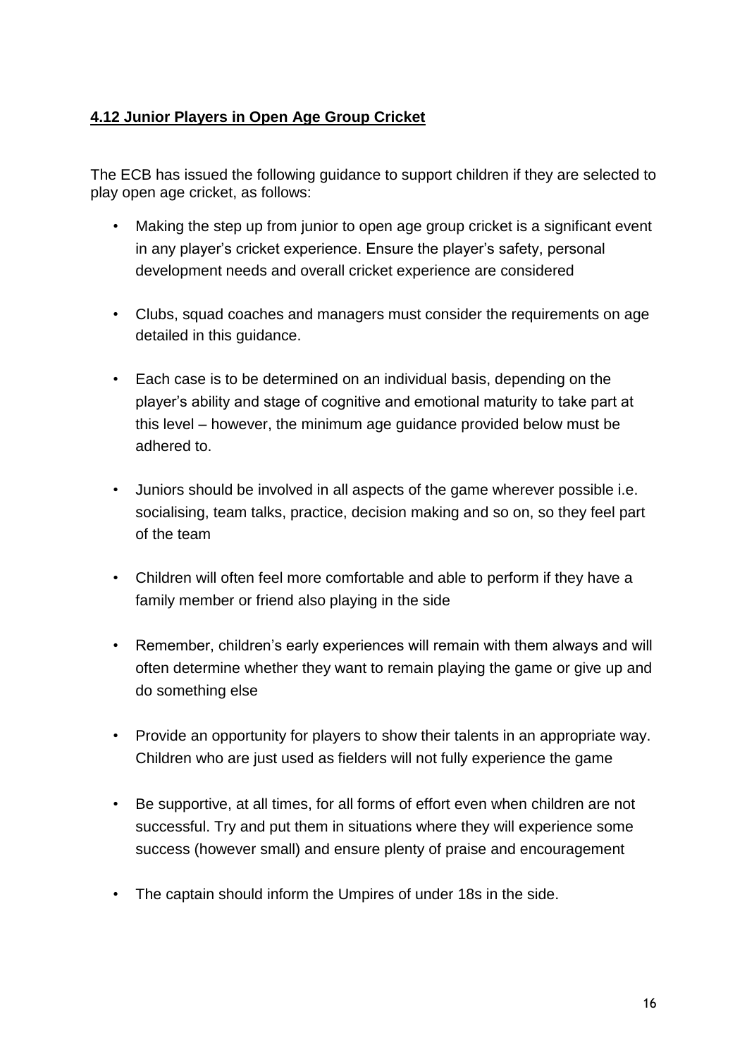## **4.12 Junior Players in Open Age Group Cricket**

The ECB has issued the following guidance to support children if they are selected to play open age cricket, as follows:

- Making the step up from junior to open age group cricket is a significant event in any player's cricket experience. Ensure the player's safety, personal development needs and overall cricket experience are considered
- Clubs, squad coaches and managers must consider the requirements on age detailed in this guidance.
- Each case is to be determined on an individual basis, depending on the player's ability and stage of cognitive and emotional maturity to take part at this level – however, the minimum age guidance provided below must be adhered to.
- Juniors should be involved in all aspects of the game wherever possible i.e. socialising, team talks, practice, decision making and so on, so they feel part of the team
- Children will often feel more comfortable and able to perform if they have a family member or friend also playing in the side
- Remember, children's early experiences will remain with them always and will often determine whether they want to remain playing the game or give up and do something else
- Provide an opportunity for players to show their talents in an appropriate way. Children who are just used as fielders will not fully experience the game
- Be supportive, at all times, for all forms of effort even when children are not successful. Try and put them in situations where they will experience some success (however small) and ensure plenty of praise and encouragement
- The captain should inform the Umpires of under 18s in the side.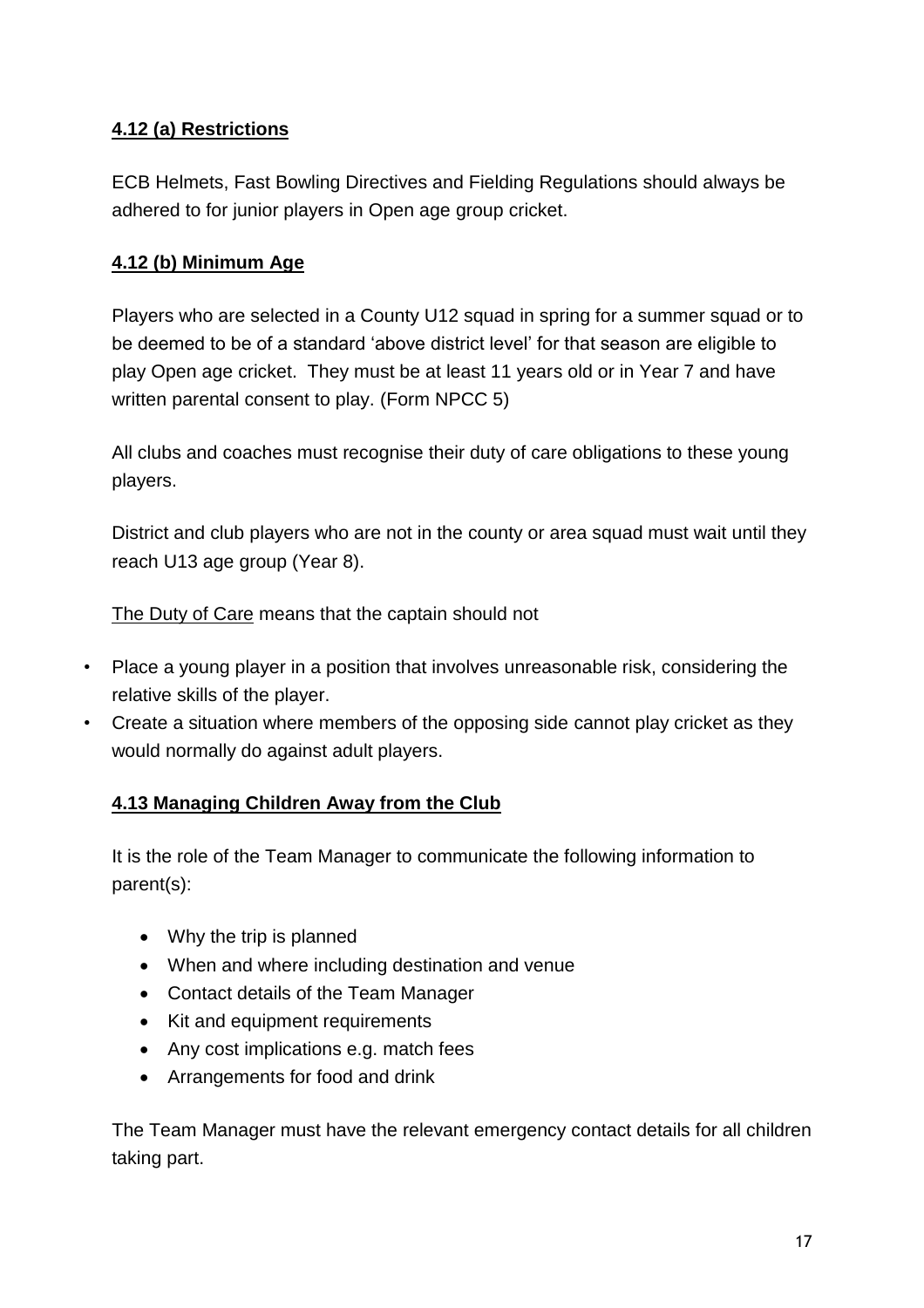### **4.12 (a) Restrictions**

ECB Helmets, Fast Bowling Directives and Fielding Regulations should always be adhered to for junior players in Open age group cricket.

### **4.12 (b) Minimum Age**

Players who are selected in a County U12 squad in spring for a summer squad or to be deemed to be of a standard 'above district level' for that season are eligible to play Open age cricket. They must be at least 11 years old or in Year 7 and have written parental consent to play. (Form NPCC 5)

All clubs and coaches must recognise their duty of care obligations to these young players.

District and club players who are not in the county or area squad must wait until they reach U13 age group (Year 8).

The Duty of Care means that the captain should not

- Place a young player in a position that involves unreasonable risk, considering the relative skills of the player.
- Create a situation where members of the opposing side cannot play cricket as they would normally do against adult players.

### **4.13 Managing Children Away from the Club**

It is the role of the Team Manager to communicate the following information to parent(s):

- Why the trip is planned
- When and where including destination and venue
- Contact details of the Team Manager
- Kit and equipment requirements
- Any cost implications e.g. match fees
- Arrangements for food and drink

The Team Manager must have the relevant emergency contact details for all children taking part.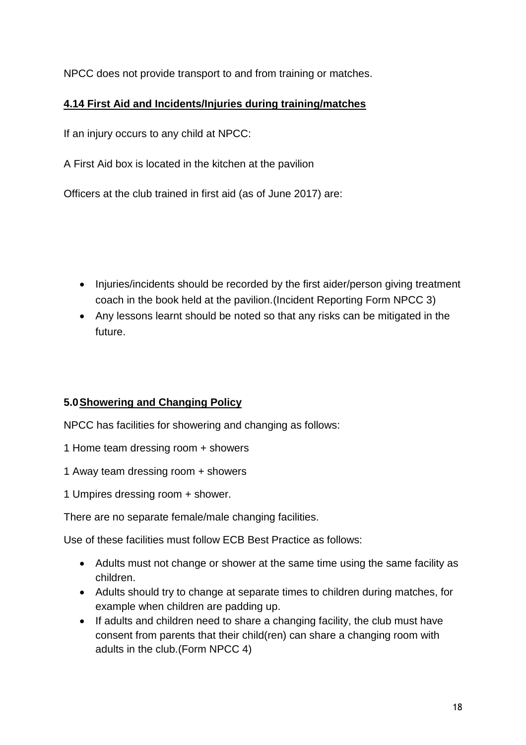NPCC does not provide transport to and from training or matches.

### 4.14 First Aid and Incidents/Injuries during training/matches

If an injury occurs to any child at NPCC:

A First Aid box is located in the kitchen at the pavilion

Officers at the club trained in first aid (as of June 2017) are:

- Injuries/incidents should be recorded by the first aider/person giving treatment coach in the book held at the pavilion.(Incident Reporting Form NPCC 3)
- Any lessons learnt should be noted so that any risks can be mitigated in the future.

## 5.0 Showering and Changing Policy

NPCC has facilities for showering and changing as follows:

1 Home team dressing room + showers

1 Away team dressing room + showers

1 Umpires dressing room + shower.

There are no separate female/male changing facilities.

Use of these facilities must follow ECB Best Practice as follows:

- Adults must not change or shower at the same time using the same facility as children.
- Adults should try to change at separate times to children during matches, for example when children are padding up.
- If adults and children need to share a changing facility, the club must have consent from parents that their child(ren) can share a changing room with adults in the club.(Form NPCC 4)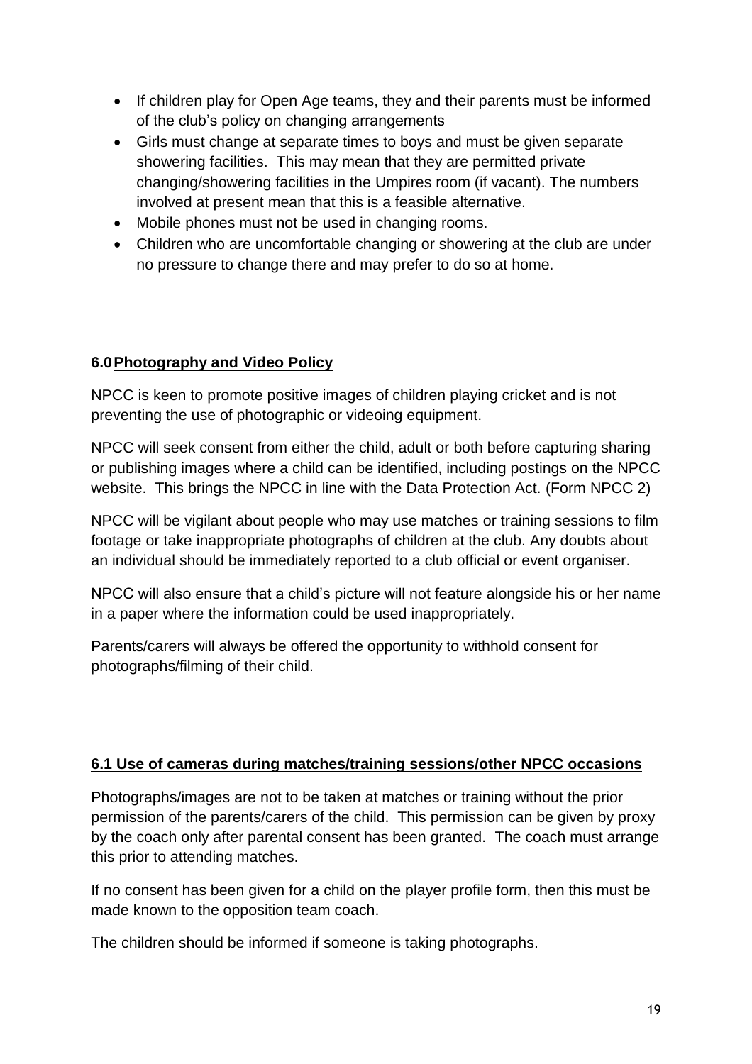- If children play for Open Age teams, they and their parents must be informed of the club's policy on changing arrangements
- Girls must change at separate times to boys and must be given separate showering facilities. This may mean that they are permitted private changing/showering facilities in the Umpires room (if vacant). The numbers involved at present mean that this is a feasible alternative.
- Mobile phones must not be used in changing rooms.
- Children who are uncomfortable changing or showering at the club are under no pressure to change there and may prefer to do so at home.

## 6.0 Photography and Video Policy

NPCC is keen to promote positive images of children playing cricket and is not preventing the use of photographic or videoing equipment.

NPCC will seek consent from either the child, adult or both before capturing sharing or publishing images where a child can be identified, including postings on the NPCC website. This brings the NPCC in line with the Data Protection Act. (Form NPCC 2)

NPCC will be vigilant about people who may use matches or training sessions to film footage or take inappropriate photographs of children at the club. Any doubts about an individual should be immediately reported to a club official or event organiser.

NPCC will also ensure that a child's picture will not feature alongside his or her name in a paper where the information could be used inappropriately.

Parents/carers will always be offered the opportunity to withhold consent for photographs/filming of their child.

### 6.1 Use of cameras during matches/training sessions/other NPCC occasions

Photographs/images are not to be taken at matches or training without the prior permission of the parents/carers of the child. This permission can be given by proxy by the coach only after parental consent has been granted. The coach must arrange this prior to attending matches.

If no consent has been given for a child on the player profile form, then this must be made known to the opposition team coach.

The children should be informed if someone is taking photographs.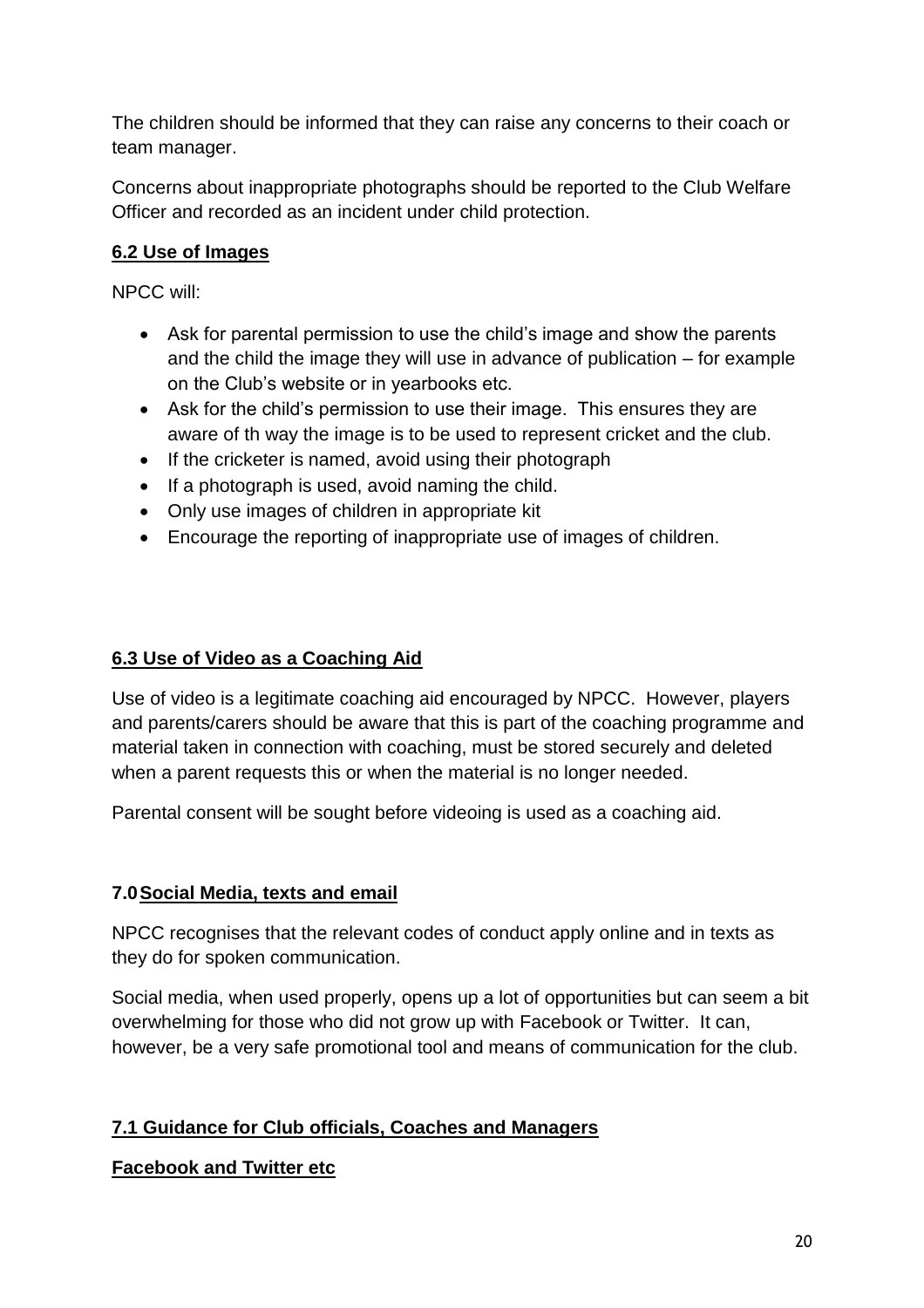The children should be informed that they can raise any concerns to their coach or team manager.

Concerns about inappropriate photographs should be reported to the Club Welfare Officer and recorded as an incident under child protection.

### 6.2 Use of Images

NPCC will:

- Ask for parental permission to use the child's image and show the parents and the child the image they will use in advance of publication – for example on the Club's website or in yearbooks etc.
- Ask for the child's permission to use their image. This ensures they are aware of th way the image is to be used to represent cricket and the club.
- If the cricketer is named, avoid using their photograph
- If a photograph is used, avoid naming the child.
- Only use images of children in appropriate kit
- Encourage the reporting of inappropriate use of images of children.

### 6.3 Use of Video as a Coaching Aid

Use of video is a legitimate coaching aid encouraged by NPCC. However, players and parents/carers should be aware that this is part of the coaching programme and material taken in connection with coaching, must be stored securely and deleted when a parent requests this or when the material is no longer needed.

Parental consent will be sought before videoing is used as a coaching aid.

## 7.0 Social Media, texts and email

NPCC recognises that the relevant codes of conduct apply online and in texts as they do for spoken communication.

Social media, when used properly, opens up a lot of opportunities but can seem a bit overwhelming for those who did not grow up with Facebook or Twitter. It can, however, be a very safe promotional tool and means of communication for the club.

### 7.1 Guidance for Club officials, Coaches and Managers

**Facebook and Twitter etc**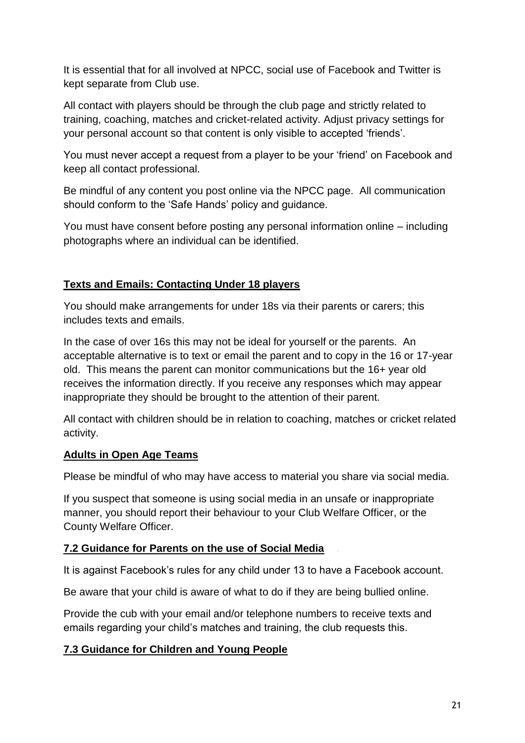It is essential that for all involved at NPCC, social use of Facebook and Twitter is kept separate from Club use.

All contact with players should be through the club page and strictly related to training, coaching, matches and cricket-related activity. Adjust privacy settings for your personal account so that content is only visible to accepted 'friends'.

You must never accept a request from a player to be your 'friend' on Facebook and keep all contact professional.

Be mindful of any content you post online via the NPCC page. All communication should conform to the 'Safe Hands' policy and guidance.

You must have consent before posting any personal information online – including photographs where an individual can be identified.

## Texts and Emails: Contacting Under 18 players

You should make arrangements for under 18s via their parents or carers; this includes texts and emails.

In the case of over 16s this may not be ideal for yourself or the parents. An acceptable alternative is to text or email the parent and to copy in the 16 or 17-year old. This means the parent can monitor communications but the 16+ year old receives the information directly. If you receive any responses which may appear inappropriate they should be brought to the attention of their parent.

All contact with children should be in relation to coaching, matches or cricket related activity.

## Adults in Open Age Teams

Please be mindful of who may have access to material you share via social media.

If you suspect that someone is using social media in an unsafe or inappropriate manner, you should report their behaviour to your Club Welfare Officer, or the County Welfare Officer.

## 7.2 Guidance for Parents on the use of Social Media

It is against Facebook's rules for any child under 13 to have a Facebook account.

Be aware that your child is aware of what to do if they are being bullied online.

Provide the cub with your email and/or telephone numbers to receive texts and emails regarding your child's matches and training, the club requests this.

## 7.3 Guidance for Children and Young People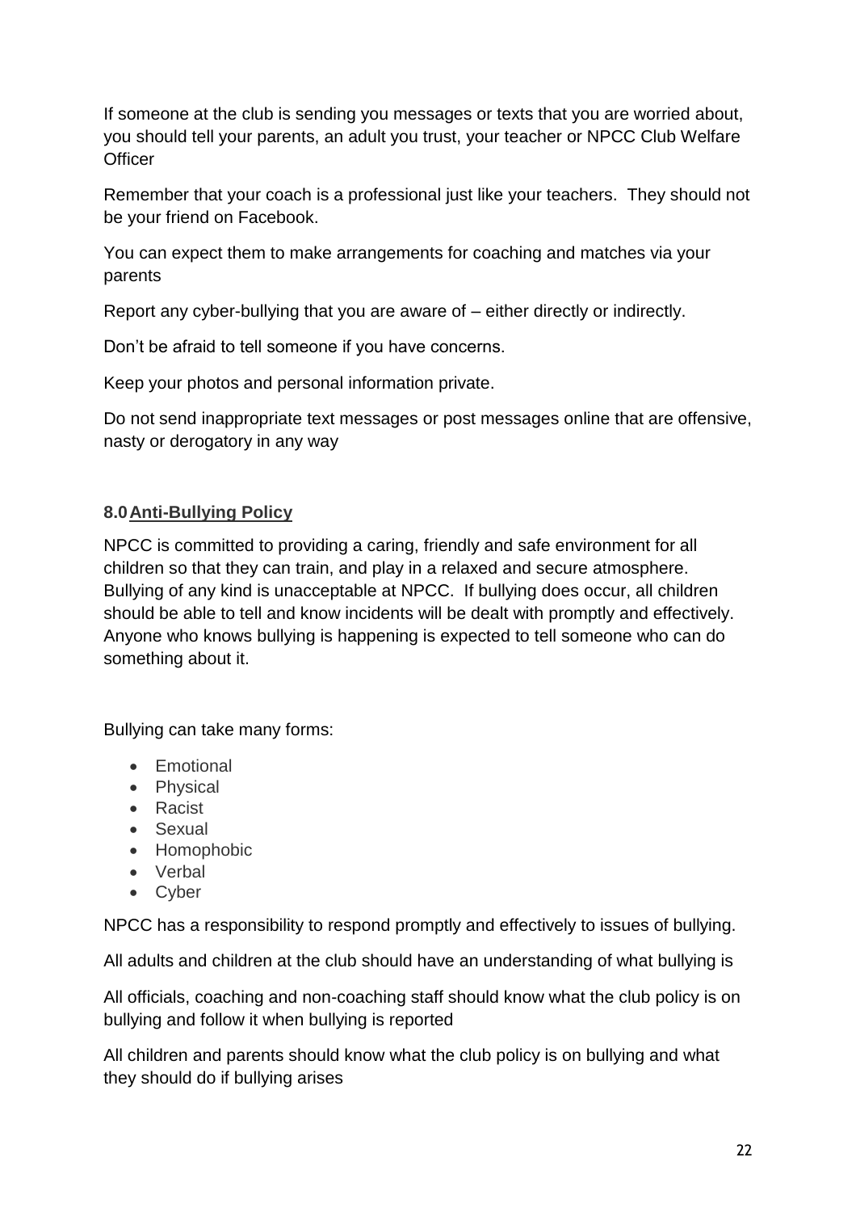If someone at the club is sending you messages or texts that you are worried about, you should tell your parents, an adult you trust, your teacher or NPCC Club Welfare Officer

Remember that your coach is a professional just like your teachers. They should not be your friend on Facebook.

You can expect them to make arrangements for coaching and matches via your parents

Report any cyber-bullying that you are aware of – either directly or indirectly.

Don't be afraid to tell someone if you have concerns.

Keep your photos and personal information private.

Do not send inappropriate text messages or post messages online that are offensive, nasty or derogatory in any way

## 8.0 Anti-Bullying Policy

NPCC is committed to providing a caring, friendly and safe environment for all children so that they can train, and play in a relaxed and secure atmosphere. Bullying of any kind is unacceptable at NPCC. If bullying does occur, all children should be able to tell and know incidents will be dealt with promptly and effectively. Anyone who knows bullying is happening is expected to tell someone who can do something about it.

Bullying can take many forms:

- Emotional
- Physical
- Racist
- Sexual
- Homophobic
- Verbal
- Cyber

NPCC has a responsibility to respond promptly and effectively to issues of bullying.

All adults and children at the club should have an understanding of what bullying is

All officials, coaching and non-coaching staff should know what the club policy is on bullying and follow it when bullying is reported

All children and parents should know what the club policy is on bullying and what they should do if bullying arises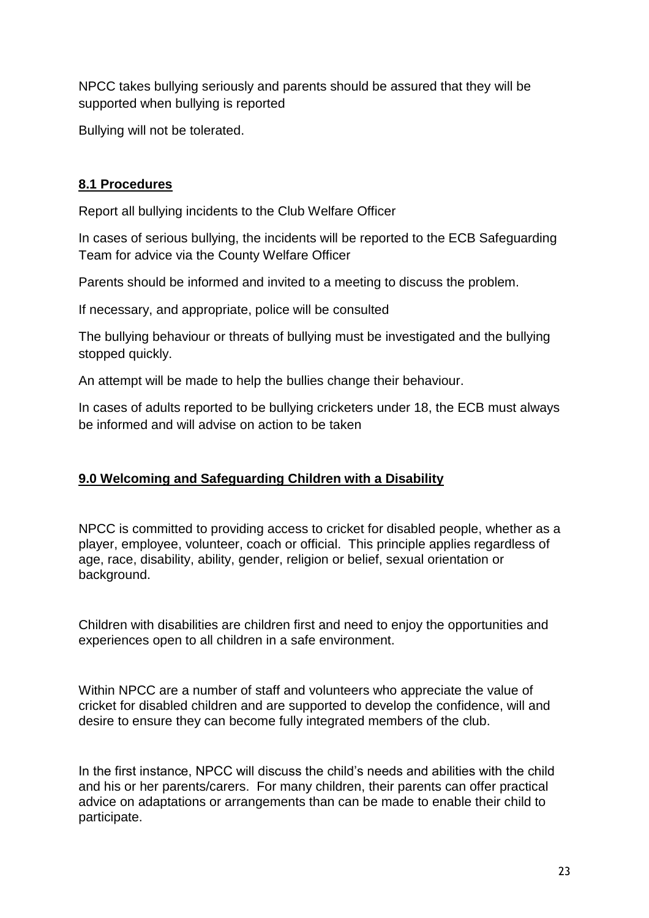NPCC takes bullying seriously and parents should be assured that they will be supported when bullying is reported

Bullying will not be tolerated.

## **8.1 Procedures**

Report all bullying incidents to the Club Welfare Officer

In cases of serious bullying, the incidents will be reported to the ECB Safeguarding Team for advice via the County Welfare Officer

Parents should be informed and invited to a meeting to discuss the problem.

If necessary, and appropriate, police will be consulted

The bullying behaviour or threats of bullying must be investigated and the bullying stopped quickly.

An attempt will be made to help the bullies change their behaviour.

In cases of adults reported to be bullying cricketers under 18, the ECB must always be informed and will advise on action to be taken

## **9.0 Welcoming and Safeguarding Children with a Disability**

NPCC is committed to providing access to cricket for disabled people, whether as a player, employee, volunteer, coach or official. This principle applies regardless of age, race, disability, ability, gender, religion or belief, sexual orientation or background.

Children with disabilities are children first and need to enjoy the opportunities and experiences open to all children in a safe environment.

Within NPCC are a number of staff and volunteers who appreciate the value of cricket for disabled children and are supported to develop the confidence, will and desire to ensure they can become fully integrated members of the club.

In the first instance, NPCC will discuss the child's needs and abilities with the child and his or her parents/carers. For many children, their parents can offer practical advice on adaptations or arrangements than can be made to enable their child to participate.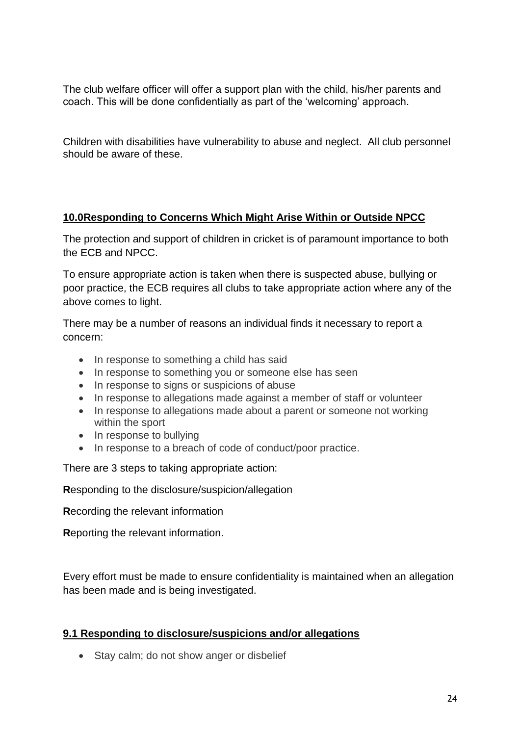The club welfare officer will offer a support plan with the child, his/her parents and coach. This will be done confidentially as part of the 'welcoming' approach.

Children with disabilities have vulnerability to abuse and neglect. All club personnel should be aware of these.

## **10.0Responding to Concerns Which Might Arise Within or Outside NPCC**

The protection and support of children in cricket is of paramount importance to both the ECB and NPCC.

To ensure appropriate action is taken when there is suspected abuse, bullying or poor practice, the ECB requires all clubs to take appropriate action where any of the above comes to light.

There may be a number of reasons an individual finds it necessary to report a concern:

- In response to something a child has said
- In response to something you or someone else has seen
- In response to signs or suspicions of abuse
- In response to allegations made against a member of staff or volunteer
- In response to allegations made about a parent or someone not working within the sport
- In response to bullying
- In response to a breach of code of conduct/poor practice.

There are 3 steps to taking appropriate action:

**R**esponding to the disclosure/suspicion/allegation

**R**ecording the relevant information

**R**eporting the relevant information.

Every effort must be made to ensure confidentiality is maintained when an allegation has been made and is being investigated.

### **9.1 Responding to disclosure/suspicions and/or allegations**

- Stay calm; do not show anger or disbelief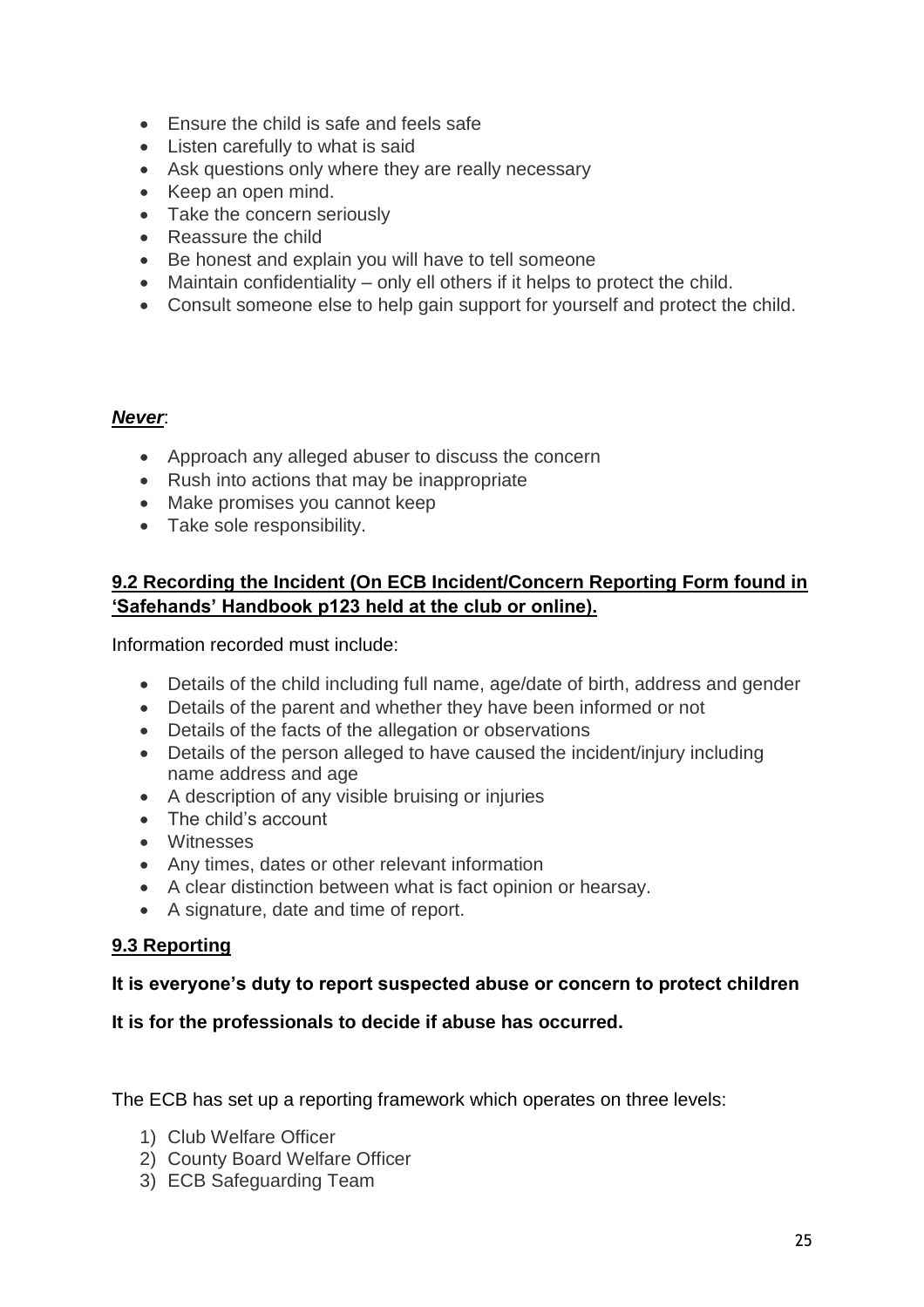- Ensure the child is safe and feels safe
- Listen carefully to what is said
- Ask questions only where they are really necessary
- Keep an open mind.
- Take the concern seriously
- Reassure the child
- Be honest and explain you will have to tell someone
- Maintain confidentiality – only ell others if it helps to protect the child.
- Consult someone else to help gain support for yourself and protect the child.

***Never***:

- Approach any alleged abuser to discuss the concern
- Rush into actions that may be inappropriate
- Make promises you cannot keep
- Take sole responsibility.

**9.2 Recording the Incident (On ECB Incident/Concern Reporting Form found in 'Safehands' Handbook p123 held at the club or online).**

Information recorded must include:

- Details of the child including full name, age/date of birth, address and gender
- Details of the parent and whether they have been informed or not
- Details of the facts of the allegation or observations
- Details of the person alleged to have caused the incident/injury including name address and age
- A description of any visible bruising or injuries
- The child's account
- Witnesses
- Any times, dates or other relevant information
- A clear distinction between what is fact opinion or hearsay.
- A signature, date and time of report.

**9.3 Reporting**

**It is everyone's duty to report suspected abuse or concern to protect children**

**It is for the professionals to decide if abuse has occurred.**

The ECB has set up a reporting framework which operates on three levels:

1) Club Welfare Officer
2) County Board Welfare Officer
3) ECB Safeguarding Team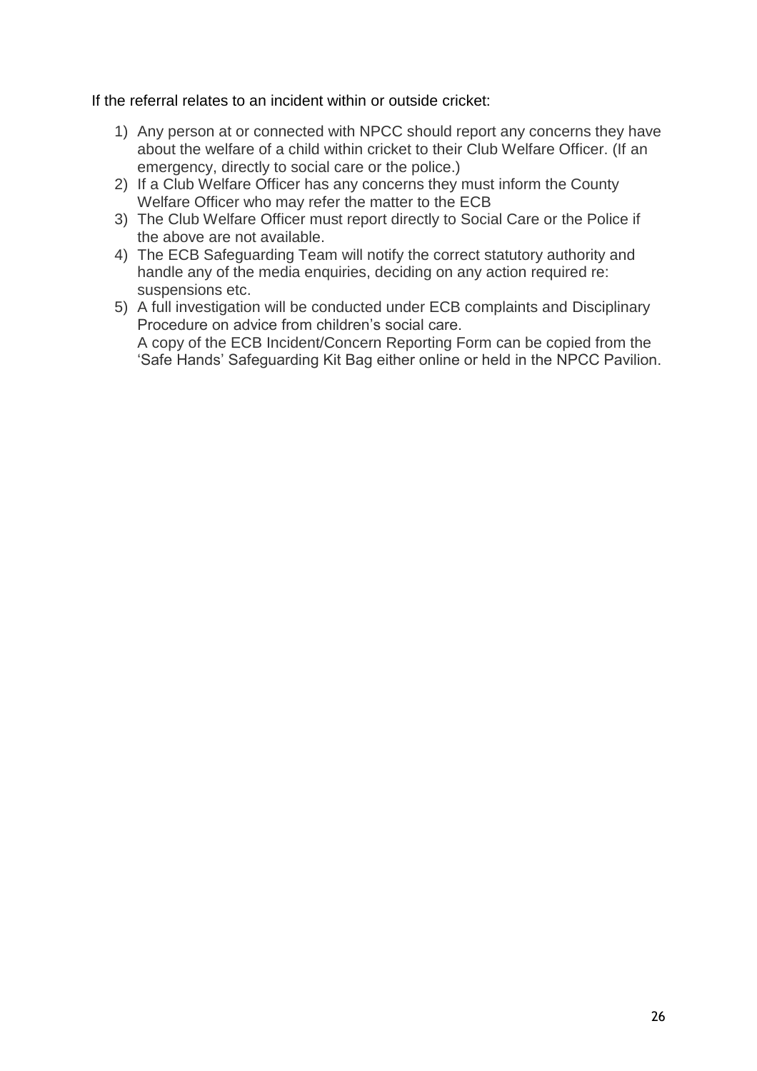If the referral relates to an incident within or outside cricket:

1) Any person at or connected with NPCC should report any concerns they have about the welfare of a child within cricket to their Club Welfare Officer. (If an emergency, directly to social care or the police.)
2) If a Club Welfare Officer has any concerns they must inform the County Welfare Officer who may refer the matter to the ECB
3) The Club Welfare Officer must report directly to Social Care or the Police if the above are not available.
4) The ECB Safeguarding Team will notify the correct statutory authority and handle any of the media enquiries, deciding on any action required re: suspensions etc.
5) A full investigation will be conducted under ECB complaints and Disciplinary Procedure on advice from children's social care.
   A copy of the ECB Incident/Concern Reporting Form can be copied from the 'Safe Hands' Safeguarding Kit Bag either online or held in the NPCC Pavilion.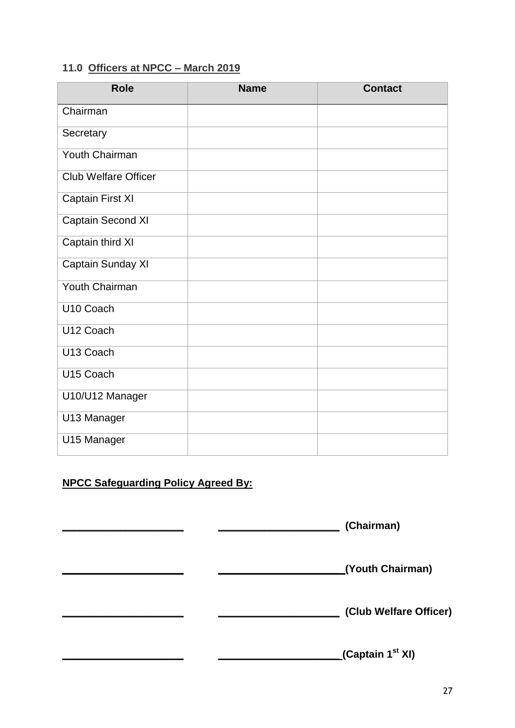### 11.0 Officers at NPCC – March 2019

| Role | Name | Contact |
|---|---|---|
| Chairman | | |
| Secretary | | |
| Youth Chairman | | |
| Club Welfare Officer | | |
| Captain First XI | | |
| Captain Second XI | | |
| Captain third XI | | |
| Captain Sunday XI | | |
| Youth Chairman | | |
| U10 Coach | | |
| U12 Coach | | |
| U13 Coach | | |
| U15 Coach | | |
| U10/U12 Manager | | |
| U13 Manager | | |
| U15 Manager | | |

**NPCC Safeguarding Policy Agreed By:**

____________________ ____________________ **(Chairman)**

____________________ ____________________**(Youth Chairman)**

____________________ ____________________ **(Club Welfare Officer)**

____________________ ____________________**(Captain 1st XI)**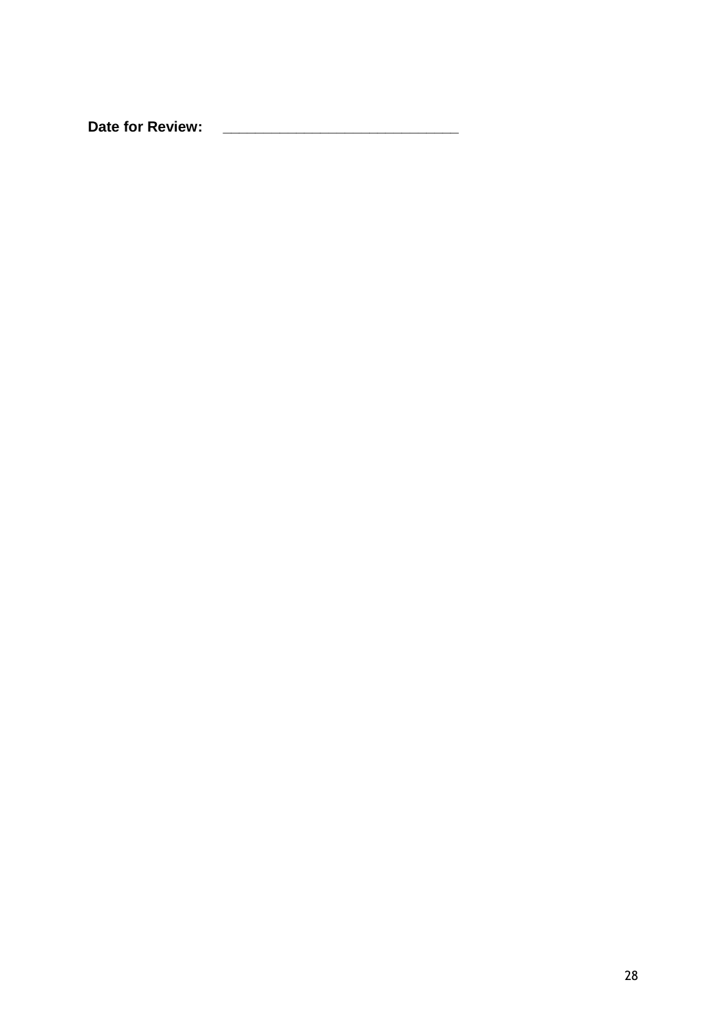**Date for Review:** ______________________________